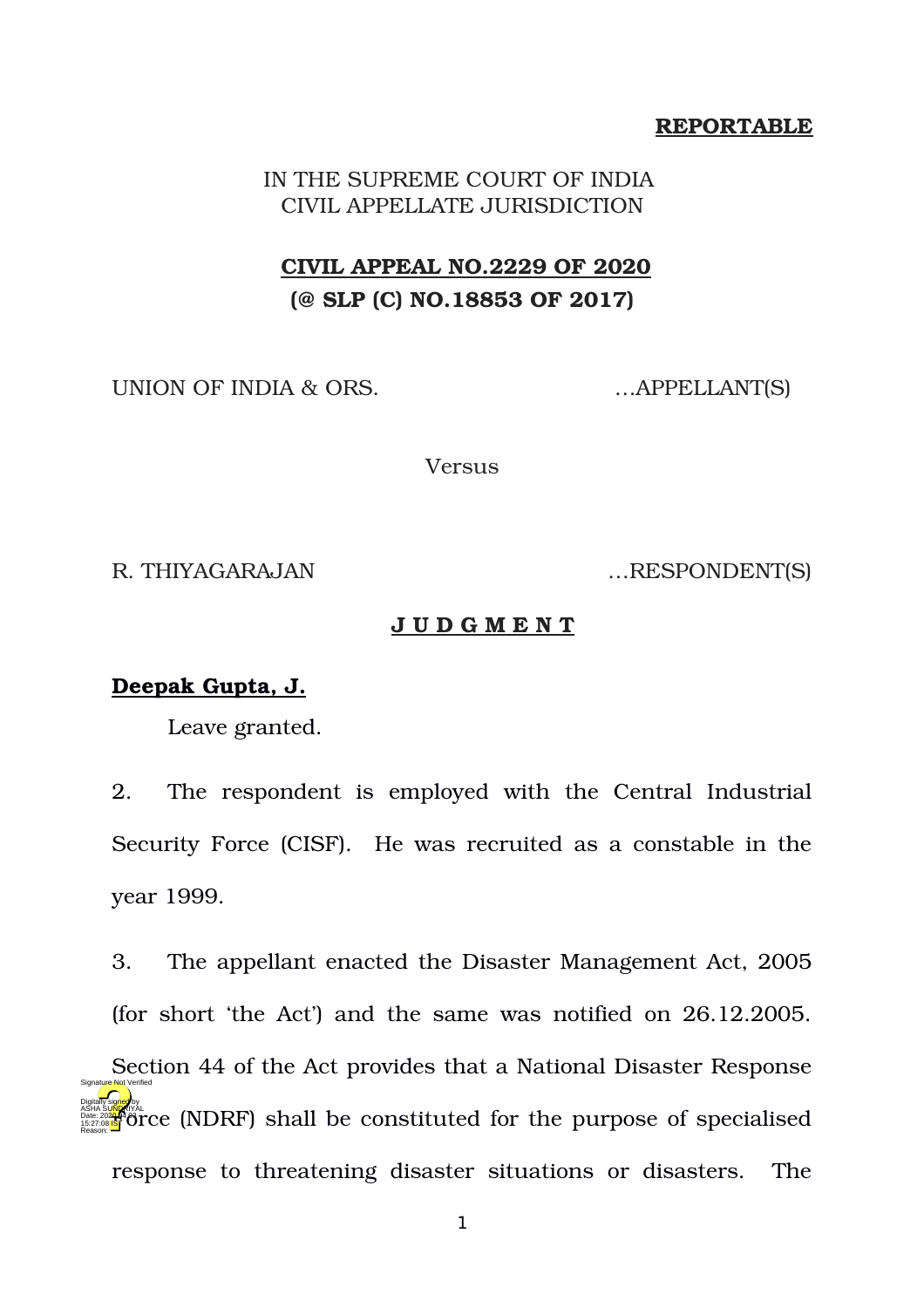**REPORTABLE**

IN THE SUPREME COURT OF INDIA
CIVIL APPELLATE JURISDICTION

**CIVIL APPEAL NO.2229 OF 2020**
**(@ SLP (C) NO.18853 OF 2017)**

UNION OF INDIA & ORS. …APPELLANT(S)

Versus

R. THIYAGARAJAN …RESPONDENT(S)

**J U D G M E N T**

**Deepak Gupta, J.**

Leave granted.

2. The respondent is employed with the Central Industrial Security Force (CISF). He was recruited as a constable in the year 1999.

3. The appellant enacted the Disaster Management Act, 2005 (for short 'the Act') and the same was notified on 26.12.2005. Section 44 of the Act provides that a National Disaster Response Force (NDRF) shall be constituted for the purpose of specialised response to threatening disaster situations or disasters. The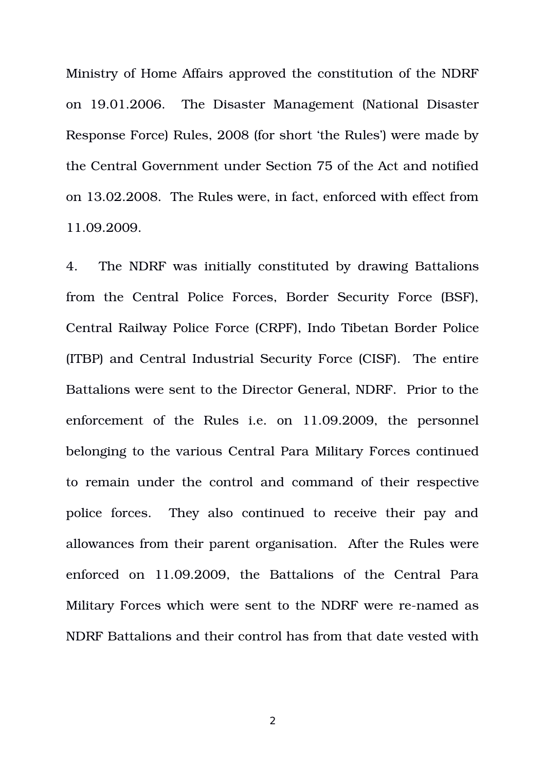Ministry of Home Affairs approved the constitution of the NDRF on 19.01.2006. The Disaster Management (National Disaster Response Force) Rules, 2008 (for short 'the Rules') were made by the Central Government under Section 75 of the Act and notified on 13.02.2008. The Rules were, in fact, enforced with effect from 11.09.2009.

4. The NDRF was initially constituted by drawing Battalions from the Central Police Forces, Border Security Force (BSF), Central Railway Police Force (CRPF), Indo Tibetan Border Police (ITBP) and Central Industrial Security Force (CISF). The entire Battalions were sent to the Director General, NDRF. Prior to the enforcement of the Rules i.e. on 11.09.2009, the personnel belonging to the various Central Para Military Forces continued to remain under the control and command of their respective police forces. They also continued to receive their pay and allowances from their parent organisation. After the Rules were enforced on 11.09.2009, the Battalions of the Central Para Military Forces which were sent to the NDRF were re-named as NDRF Battalions and their control has from that date vested with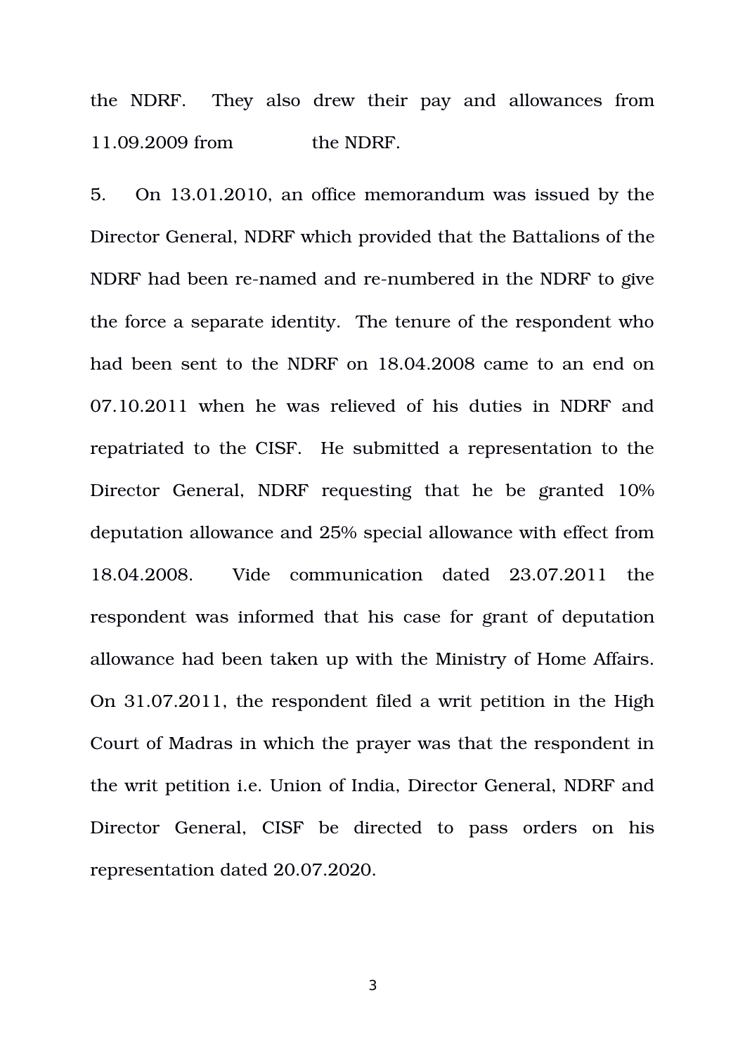the NDRF. They also drew their pay and allowances from 11.09.2009 from the NDRF.

5. On 13.01.2010, an office memorandum was issued by the Director General, NDRF which provided that the Battalions of the NDRF had been re-named and re-numbered in the NDRF to give the force a separate identity. The tenure of the respondent who had been sent to the NDRF on 18.04.2008 came to an end on 07.10.2011 when he was relieved of his duties in NDRF and repatriated to the CISF. He submitted a representation to the Director General, NDRF requesting that he be granted 10% deputation allowance and 25% special allowance with effect from 18.04.2008. Vide communication dated 23.07.2011 the respondent was informed that his case for grant of deputation allowance had been taken up with the Ministry of Home Affairs. On 31.07.2011, the respondent filed a writ petition in the High Court of Madras in which the prayer was that the respondent in the writ petition i.e. Union of India, Director General, NDRF and Director General, CISF be directed to pass orders on his representation dated 20.07.2020.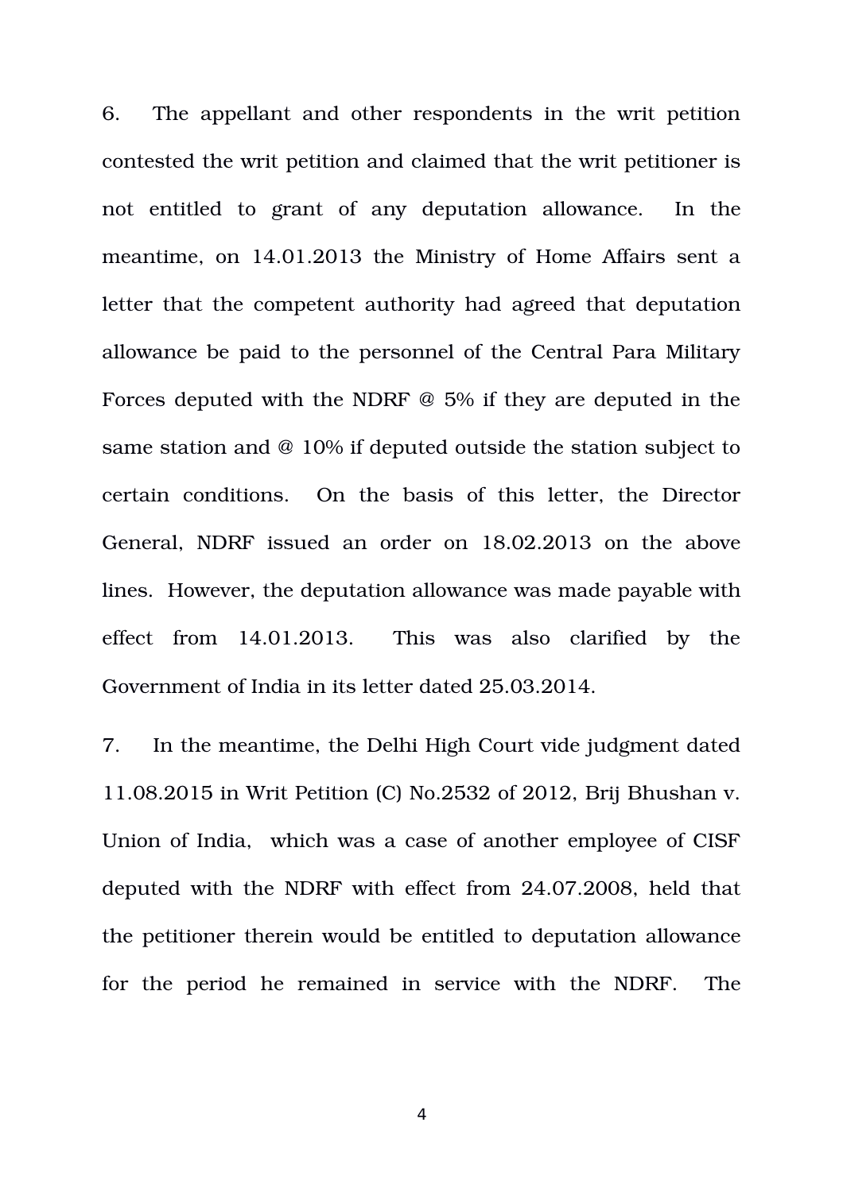6. The appellant and other respondents in the writ petition contested the writ petition and claimed that the writ petitioner is not entitled to grant of any deputation allowance. In the meantime, on 14.01.2013 the Ministry of Home Affairs sent a letter that the competent authority had agreed that deputation allowance be paid to the personnel of the Central Para Military Forces deputed with the NDRF @ 5% if they are deputed in the same station and @ 10% if deputed outside the station subject to certain conditions. On the basis of this letter, the Director General, NDRF issued an order on 18.02.2013 on the above lines. However, the deputation allowance was made payable with effect from 14.01.2013. This was also clarified by the Government of India in its letter dated 25.03.2014.

7. In the meantime, the Delhi High Court vide judgment dated 11.08.2015 in Writ Petition (C) No.2532 of 2012, Brij Bhushan v. Union of India, which was a case of another employee of CISF deputed with the NDRF with effect from 24.07.2008, held that the petitioner therein would be entitled to deputation allowance for the period he remained in service with the NDRF. The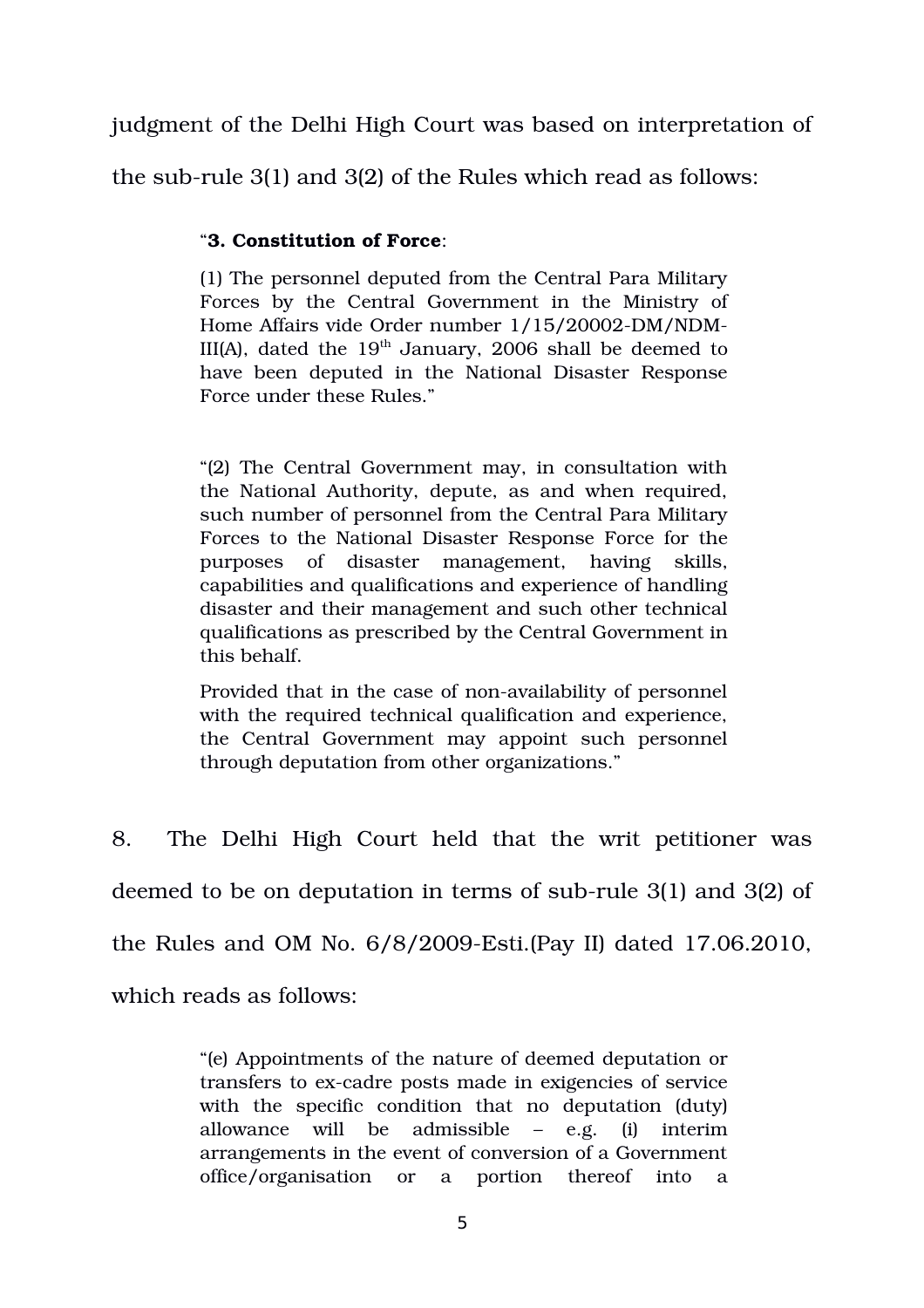judgment of the Delhi High Court was based on interpretation of the sub-rule 3(1) and 3(2) of the Rules which read as follows:

> "**3. Constitution of Force**:
>
> (1) The personnel deputed from the Central Para Military Forces by the Central Government in the Ministry of Home Affairs vide Order number 1/15/20002-DM/NDM-III(A), dated the 19th January, 2006 shall be deemed to have been deputed in the National Disaster Response Force under these Rules."
>
> "(2) The Central Government may, in consultation with the National Authority, depute, as and when required, such number of personnel from the Central Para Military Forces to the National Disaster Response Force for the purposes of disaster management, having skills, capabilities and qualifications and experience of handling disaster and their management and such other technical qualifications as prescribed by the Central Government in this behalf.
>
> Provided that in the case of non-availability of personnel with the required technical qualification and experience, the Central Government may appoint such personnel through deputation from other organizations."

8. The Delhi High Court held that the writ petitioner was deemed to be on deputation in terms of sub-rule 3(1) and 3(2) of the Rules and OM No. 6/8/2009-Esti.(Pay II) dated 17.06.2010, which reads as follows:

> "(e) Appointments of the nature of deemed deputation or transfers to ex-cadre posts made in exigencies of service with the specific condition that no deputation (duty) allowance will be admissible – e.g. (i) interim arrangements in the event of conversion of a Government office/organisation or a portion thereof into a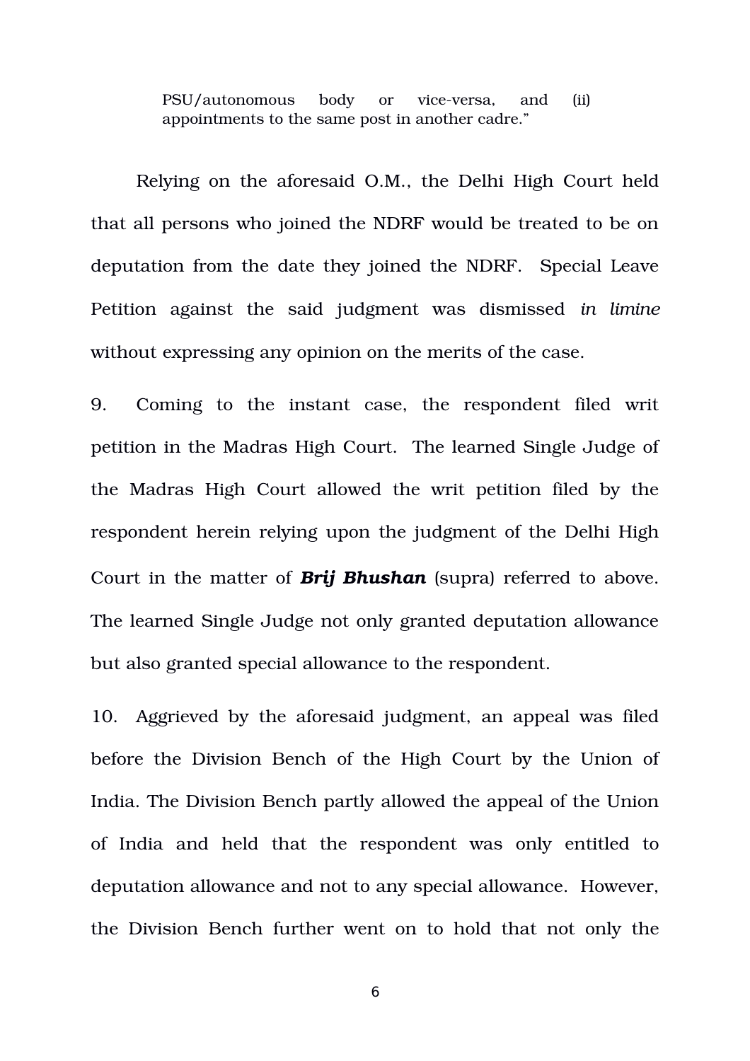> PSU/autonomous body or vice-versa, and (ii) appointments to the same post in another cadre."

Relying on the aforesaid O.M., the Delhi High Court held that all persons who joined the NDRF would be treated to be on deputation from the date they joined the NDRF. Special Leave Petition against the said judgment was dismissed *in limine* without expressing any opinion on the merits of the case.

9. Coming to the instant case, the respondent filed writ petition in the Madras High Court. The learned Single Judge of the Madras High Court allowed the writ petition filed by the respondent herein relying upon the judgment of the Delhi High Court in the matter of ***Brij Bhushan*** (supra) referred to above. The learned Single Judge not only granted deputation allowance but also granted special allowance to the respondent.

10. Aggrieved by the aforesaid judgment, an appeal was filed before the Division Bench of the High Court by the Union of India. The Division Bench partly allowed the appeal of the Union of India and held that the respondent was only entitled to deputation allowance and not to any special allowance. However, the Division Bench further went on to hold that not only the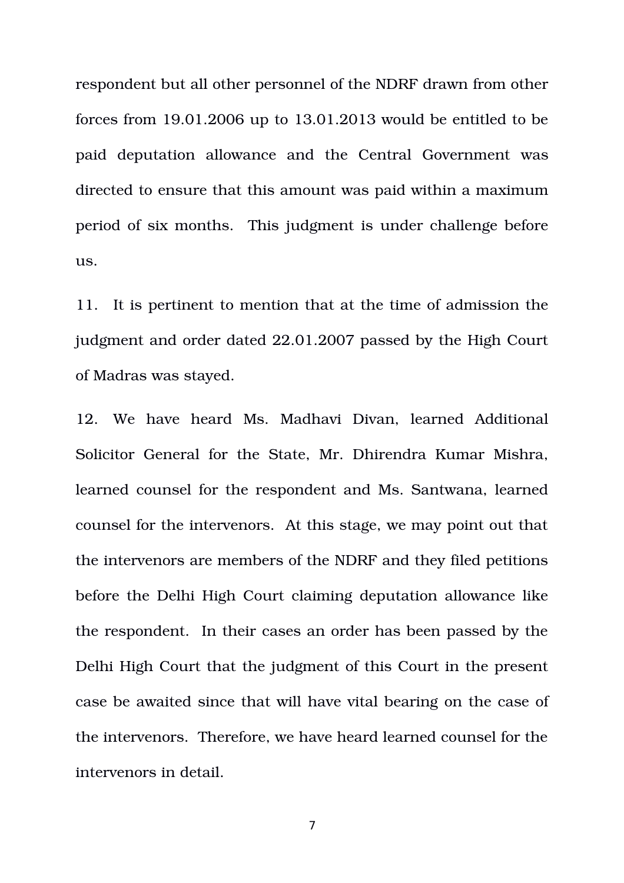respondent but all other personnel of the NDRF drawn from other forces from 19.01.2006 up to 13.01.2013 would be entitled to be paid deputation allowance and the Central Government was directed to ensure that this amount was paid within a maximum period of six months. This judgment is under challenge before us.

11. It is pertinent to mention that at the time of admission the judgment and order dated 22.01.2007 passed by the High Court of Madras was stayed.

12. We have heard Ms. Madhavi Divan, learned Additional Solicitor General for the State, Mr. Dhirendra Kumar Mishra, learned counsel for the respondent and Ms. Santwana, learned counsel for the intervenors. At this stage, we may point out that the intervenors are members of the NDRF and they filed petitions before the Delhi High Court claiming deputation allowance like the respondent. In their cases an order has been passed by the Delhi High Court that the judgment of this Court in the present case be awaited since that will have vital bearing on the case of the intervenors. Therefore, we have heard learned counsel for the intervenors in detail.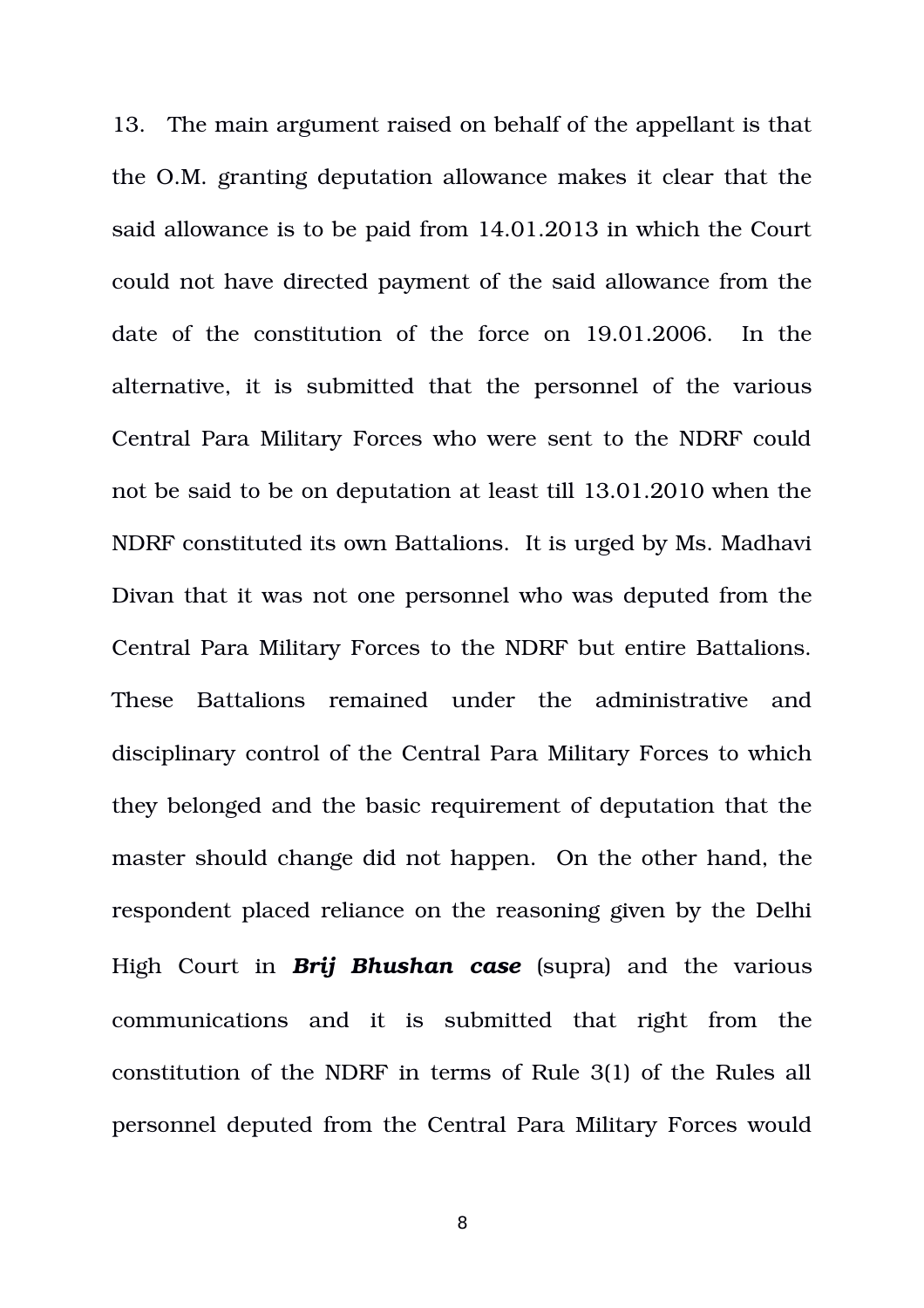13. The main argument raised on behalf of the appellant is that the O.M. granting deputation allowance makes it clear that the said allowance is to be paid from 14.01.2013 in which the Court could not have directed payment of the said allowance from the date of the constitution of the force on 19.01.2006. In the alternative, it is submitted that the personnel of the various Central Para Military Forces who were sent to the NDRF could not be said to be on deputation at least till 13.01.2010 when the NDRF constituted its own Battalions. It is urged by Ms. Madhavi Divan that it was not one personnel who was deputed from the Central Para Military Forces to the NDRF but entire Battalions. These Battalions remained under the administrative and disciplinary control of the Central Para Military Forces to which they belonged and the basic requirement of deputation that the master should change did not happen. On the other hand, the respondent placed reliance on the reasoning given by the Delhi High Court in ***Brij Bhushan case*** (supra) and the various communications and it is submitted that right from the constitution of the NDRF in terms of Rule 3(1) of the Rules all personnel deputed from the Central Para Military Forces would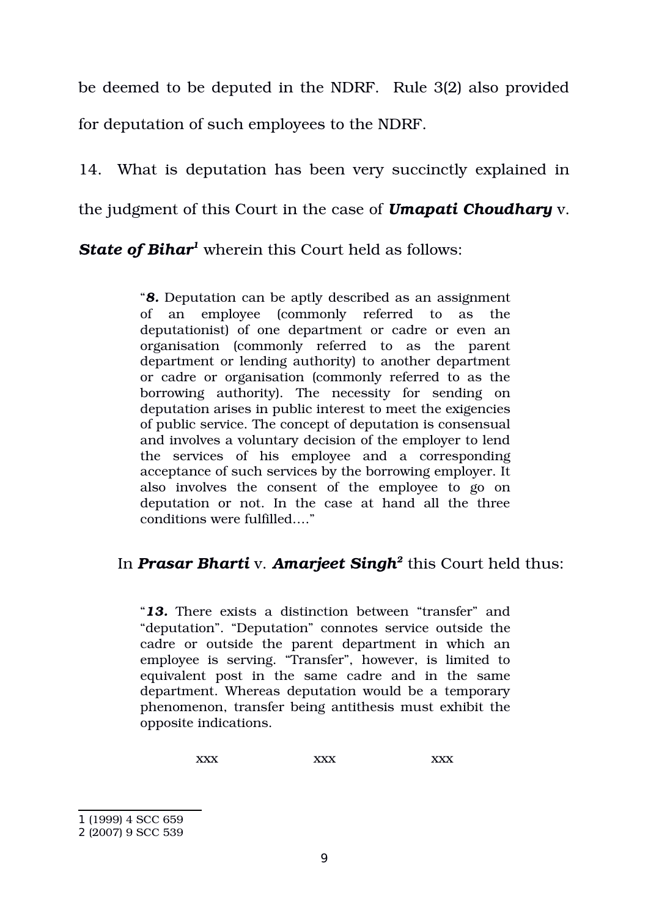be deemed to be deputed in the NDRF. Rule 3(2) also provided for deputation of such employees to the NDRF.

14. What is deputation has been very succinctly explained in the judgment of this Court in the case of ***Umapati Choudhary*** v. ***State of Bihar***[1] wherein this Court held as follows:

> "***8.*** Deputation can be aptly described as an assignment of an employee (commonly referred to as the deputationist) of one department or cadre or even an organisation (commonly referred to as the parent department or lending authority) to another department or cadre or organisation (commonly referred to as the borrowing authority). The necessity for sending on deputation arises in public interest to meet the exigencies of public service. The concept of deputation is consensual and involves a voluntary decision of the employer to lend the services of his employee and a corresponding acceptance of such services by the borrowing employer. It also involves the consent of the employee to go on deputation or not. In the case at hand all the three conditions were fulfilled…."

In ***Prasar Bharti*** v. ***Amarjeet Singh***[2] this Court held thus:

> "***13.*** There exists a distinction between "transfer" and "deputation". "Deputation" connotes service outside the cadre or outside the parent department in which an employee is serving. "Transfer", however, is limited to equivalent post in the same cadre and in the same department. Whereas deputation would be a temporary phenomenon, transfer being antithesis must exhibit the opposite indications.
>
> xxx xxx xxx

---

1 (1999) 4 SCC 659

2 (2007) 9 SCC 539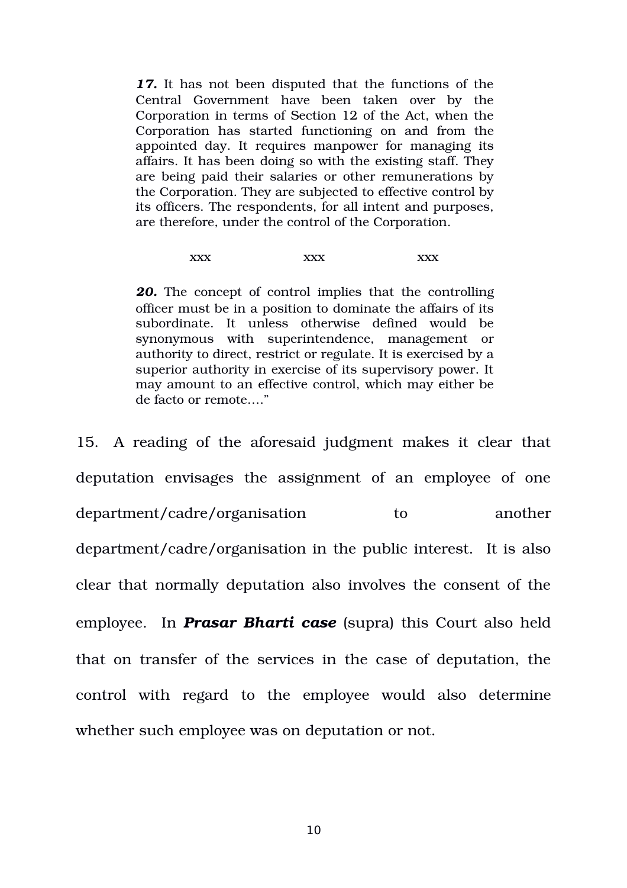> ***17.*** It has not been disputed that the functions of the Central Government have been taken over by the Corporation in terms of Section 12 of the Act, when the Corporation has started functioning on and from the appointed day. It requires manpower for managing its affairs. It has been doing so with the existing staff. They are being paid their salaries or other remunerations by the Corporation. They are subjected to effective control by its officers. The respondents, for all intent and purposes, are therefore, under the control of the Corporation.
>
> xxx xxx xxx
>
> ***20.*** The concept of control implies that the controlling officer must be in a position to dominate the affairs of its subordinate. It unless otherwise defined would be synonymous with superintendence, management or authority to direct, restrict or regulate. It is exercised by a superior authority in exercise of its supervisory power. It may amount to an effective control, which may either be de facto or remote…."

15. A reading of the aforesaid judgment makes it clear that deputation envisages the assignment of an employee of one department/cadre/organisation to another department/cadre/organisation in the public interest. It is also clear that normally deputation also involves the consent of the employee. In ***Prasar Bharti case*** (supra) this Court also held that on transfer of the services in the case of deputation, the control with regard to the employee would also determine whether such employee was on deputation or not.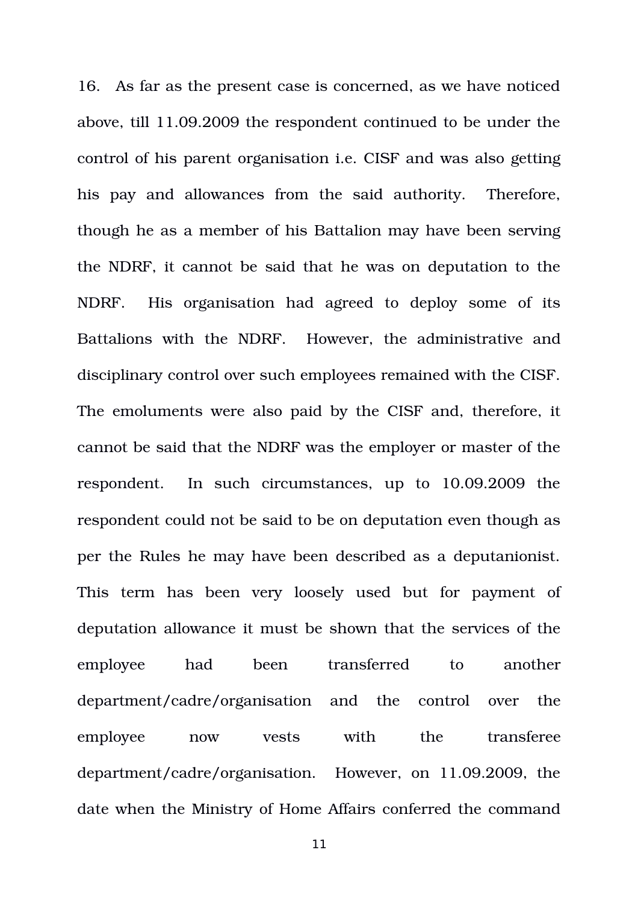16. As far as the present case is concerned, as we have noticed above, till 11.09.2009 the respondent continued to be under the control of his parent organisation i.e. CISF and was also getting his pay and allowances from the said authority. Therefore, though he as a member of his Battalion may have been serving the NDRF, it cannot be said that he was on deputation to the NDRF. His organisation had agreed to deploy some of its Battalions with the NDRF. However, the administrative and disciplinary control over such employees remained with the CISF. The emoluments were also paid by the CISF and, therefore, it cannot be said that the NDRF was the employer or master of the respondent. In such circumstances, up to 10.09.2009 the respondent could not be said to be on deputation even though as per the Rules he may have been described as a deputanionist. This term has been very loosely used but for payment of deputation allowance it must be shown that the services of the employee had been transferred to another department/cadre/organisation and the control over the employee now vests with the transferee department/cadre/organisation. However, on 11.09.2009, the date when the Ministry of Home Affairs conferred the command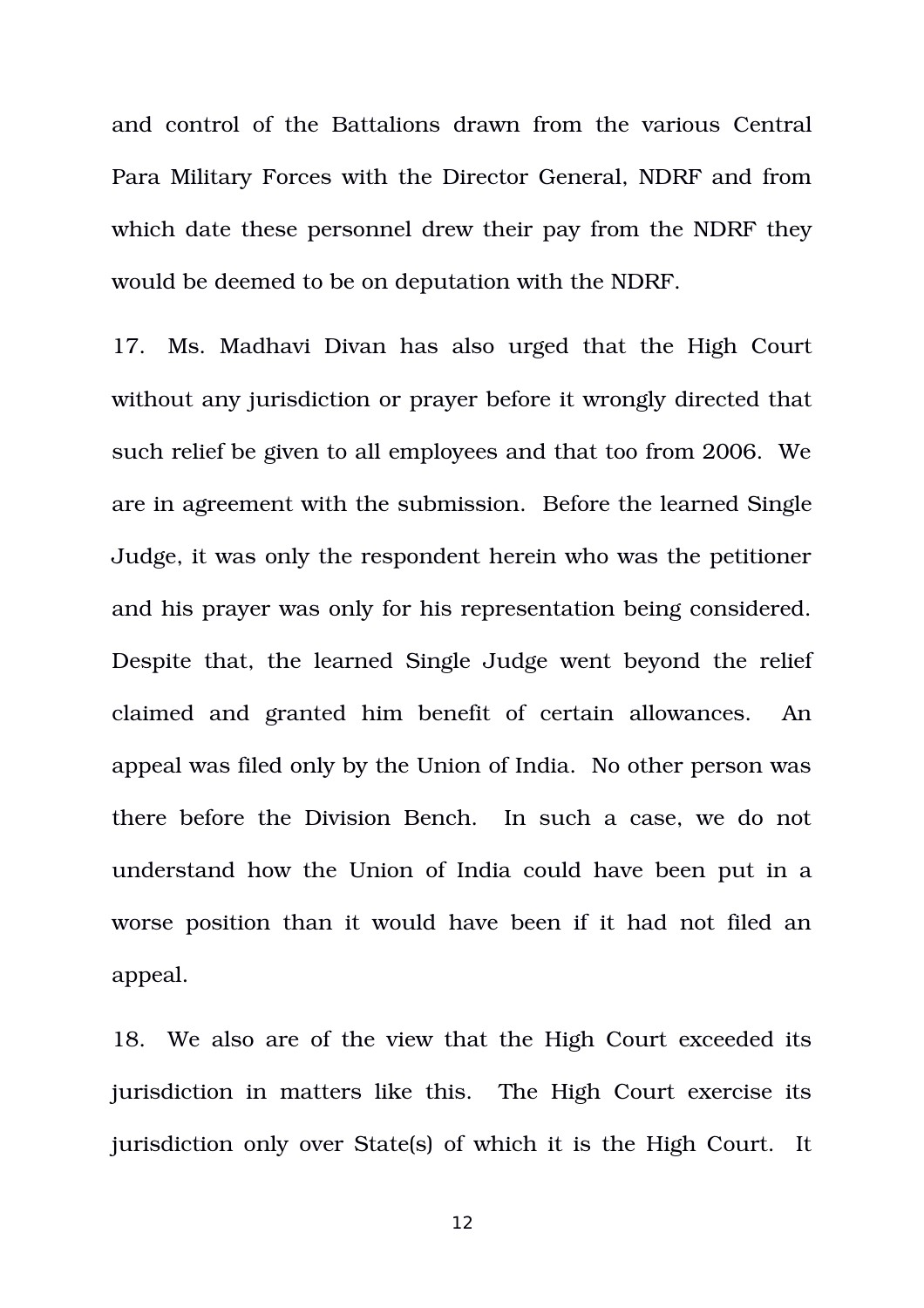and control of the Battalions drawn from the various Central Para Military Forces with the Director General, NDRF and from which date these personnel drew their pay from the NDRF they would be deemed to be on deputation with the NDRF.

17. Ms. Madhavi Divan has also urged that the High Court without any jurisdiction or prayer before it wrongly directed that such relief be given to all employees and that too from 2006. We are in agreement with the submission. Before the learned Single Judge, it was only the respondent herein who was the petitioner and his prayer was only for his representation being considered. Despite that, the learned Single Judge went beyond the relief claimed and granted him benefit of certain allowances. An appeal was filed only by the Union of India. No other person was there before the Division Bench. In such a case, we do not understand how the Union of India could have been put in a worse position than it would have been if it had not filed an appeal.

18. We also are of the view that the High Court exceeded its jurisdiction in matters like this. The High Court exercise its jurisdiction only over State(s) of which it is the High Court. It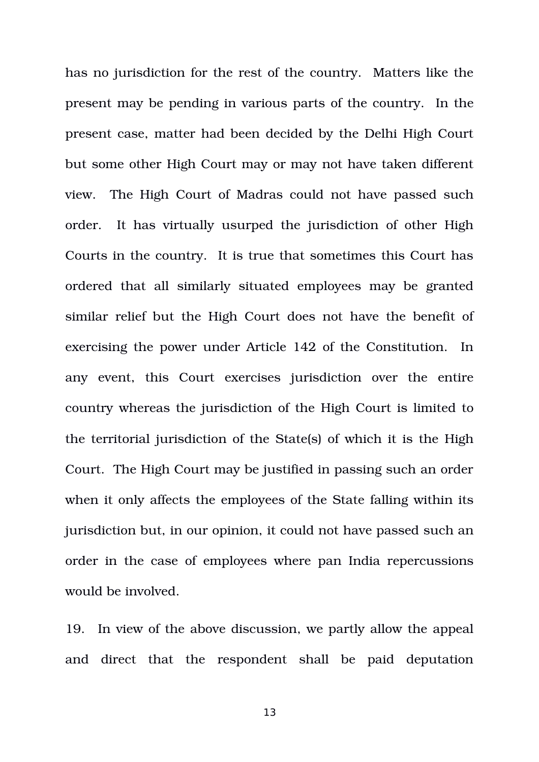has no jurisdiction for the rest of the country. Matters like the present may be pending in various parts of the country. In the present case, matter had been decided by the Delhi High Court but some other High Court may or may not have taken different view. The High Court of Madras could not have passed such order. It has virtually usurped the jurisdiction of other High Courts in the country. It is true that sometimes this Court has ordered that all similarly situated employees may be granted similar relief but the High Court does not have the benefit of exercising the power under Article 142 of the Constitution. In any event, this Court exercises jurisdiction over the entire country whereas the jurisdiction of the High Court is limited to the territorial jurisdiction of the State(s) of which it is the High Court. The High Court may be justified in passing such an order when it only affects the employees of the State falling within its jurisdiction but, in our opinion, it could not have passed such an order in the case of employees where pan India repercussions would be involved.

19. In view of the above discussion, we partly allow the appeal and direct that the respondent shall be paid deputation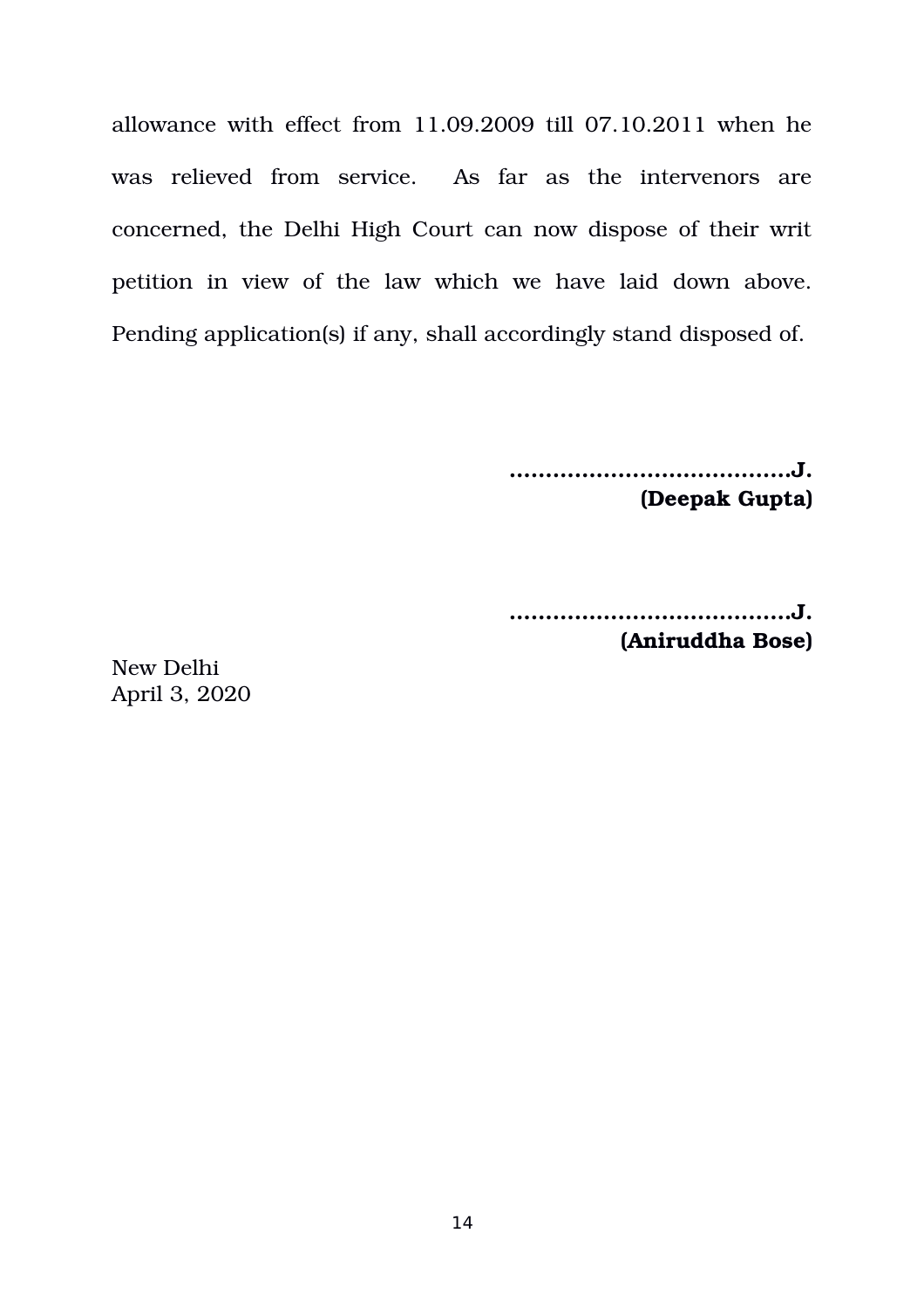allowance with effect from 11.09.2009 till 07.10.2011 when he was relieved from service. As far as the intervenors are concerned, the Delhi High Court can now dispose of their writ petition in view of the law which we have laid down above. Pending application(s) if any, shall accordingly stand disposed of.

**…………………………………J.**
**(Deepak Gupta)**

**…………………………………J.**
**(Aniruddha Bose)**

New Delhi
April 3, 2020